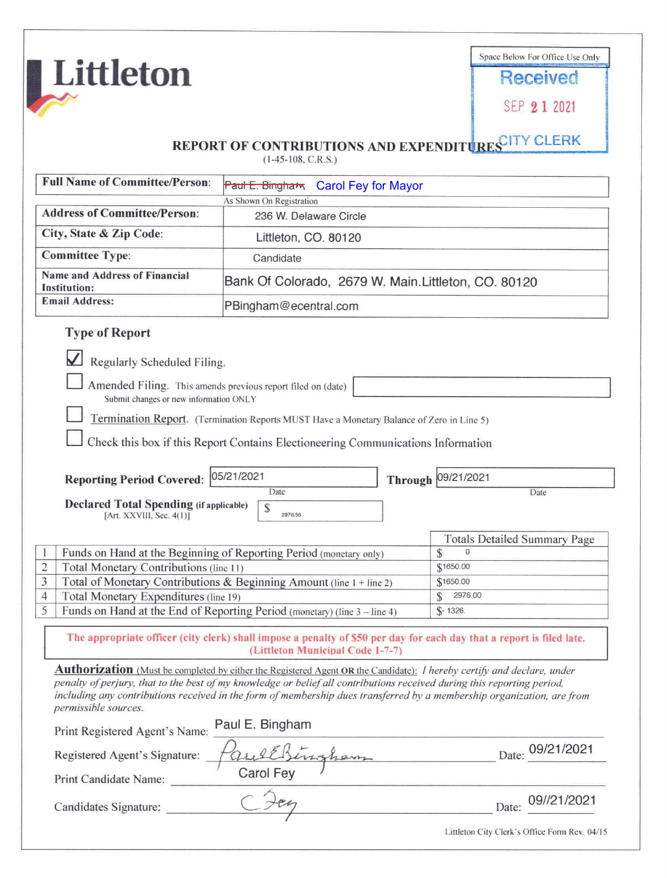# Littleton

Space Below For Office Use Only

Received
SEP 21 2021
CITY CLERK

## REPORT OF CONTRIBUTIONS AND EXPENDITURES

(1-45-108, C.R.S.)

| | |
|---|---|
| **Full Name of Committee/Person:** | ~~Paul E. Bingham~~ Carol Fey for Mayor |
| | As Shown On Registration |
| **Address of Committee/Person:** | 236 W. Delaware Circle |
| **City, State & Zip Code:** | Littleton, CO. 80120 |
| **Committee Type:** | Candidate |
| **Name and Address of Financial Institution:** | Bank Of Colorado, 2679 W. Main.Littleton, CO. 80120 |
| **Email Address:** | PBingham@ecentral.com |

### Type of Report

- [x] Regularly Scheduled Filing.
- [ ] Amended Filing. This amends previous report filed on (date) ______
  Submit changes or new information ONLY
- [ ] Termination Report. (Termination Reports MUST Have a Monetary Balance of Zero in Line 5)
- [ ] Check this box if this Report Contains Electioneering Communications Information

**Reporting Period Covered:** 05/21/2021 (Date) **Through** 09/21/2021 (Date)

**Declared Total Spending (if applicable)** [Art. XXVIII, Sec. 4(1)] $ 2976.56

| | | Totals Detailed Summary Page |
|---|---|---|
| 1 | Funds on Hand at the Beginning of Reporting Period (monetary only) | $ 0 |
| 2 | Total Monetary Contributions (line 11) | $1650.00 |
| 3 | Total of Monetary Contributions & Beginning Amount (line 1 + line 2) | $1650.00 |
| 4 | Total Monetary Expenditures (line 19) | $ 2976.00 |
| 5 | Funds on Hand at the End of Reporting Period (monetary) (line 3 – line 4) | $- 1326. |

**The appropriate officer (city clerk) shall impose a penalty of $50 per day for each day that a report is filed late. (Littleton Municipal Code 1-7-7)**

**Authorization** (Must be completed by either the Registered Agent **OR** the Candidate): *I hereby certify and declare, under penalty of perjury, that to the best of my knowledge or belief all contributions received during this reporting period, including any contributions received in the form of membership dues transferred by a membership organization, are from permissible sources.*

Print Registered Agent's Name: Paul E. Bingham

Registered Agent's Signature: *Paul E Bingham* Date: 09/21/2021

Print Candidate Name: Carol Fey

Candidates Signature: *C Fey* Date: 09//21/2021

Littleton City Clerk's Office Form Rev. 04/15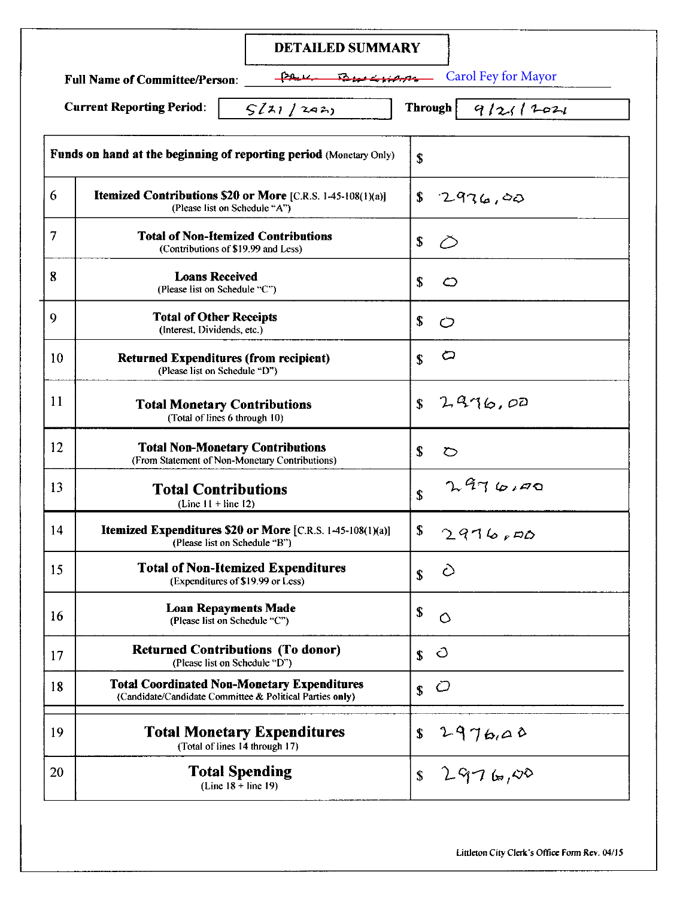# DETAILED SUMMARY

**Full Name of Committee/Person:** ~~Paul Buckman~~ Carol Fey for Mayor

**Current Reporting Period:** 5/21/2021 **Through** 9/21/2021

| | | |
|---|---|---|
| **Funds on hand at the beginning of reporting period** (Monetary Only) | | $ |
| 6 | **Itemized Contributions $20 or More** [C.R.S. 1-45-108(1)(a)] (Please list on Schedule "A") | $ 2976.00 |
| 7 | **Total of Non-Itemized Contributions** (Contributions of $19.99 and Less) | $ 0 |
| 8 | **Loans Received** (Please list on Schedule "C") | $ 0 |
| 9 | **Total of Other Receipts** (Interest, Dividends, etc.) | $ 0 |
| 10 | **Returned Expenditures (from recipient)** (Please list on Schedule "D") | $ 0 |
| 11 | **Total Monetary Contributions** (Total of lines 6 through 10) | $ 2976.00 |
| 12 | **Total Non-Monetary Contributions** (From Statement of Non-Monetary Contributions) | $ 0 |
| 13 | **Total Contributions** (Line 11 + line 12) | $ 2976.00 |
| 14 | **Itemized Expenditures $20 or More** [C.R.S. 1-45-108(1)(a)] (Please list on Schedule "B") | $ 2976.00 |
| 15 | **Total of Non-Itemized Expenditures** (Expenditures of $19.99 or Less) | $ 0 |
| 16 | **Loan Repayments Made** (Please list on Schedule "C") | $ 0 |
| 17 | **Returned Contributions (To donor)** (Please list on Schedule "D") | $ 0 |
| 18 | **Total Coordinated Non-Monetary Expenditures** (Candidate/Candidate Committee & Political Parties **only**) | $ 0 |
| 19 | **Total Monetary Expenditures** (Total of lines 14 through 17) | $ 2976.00 |
| 20 | **Total Spending** (Line 18 + line 19) | $ 2976.00 |

Littleton City Clerk's Office Form Rev. 04/15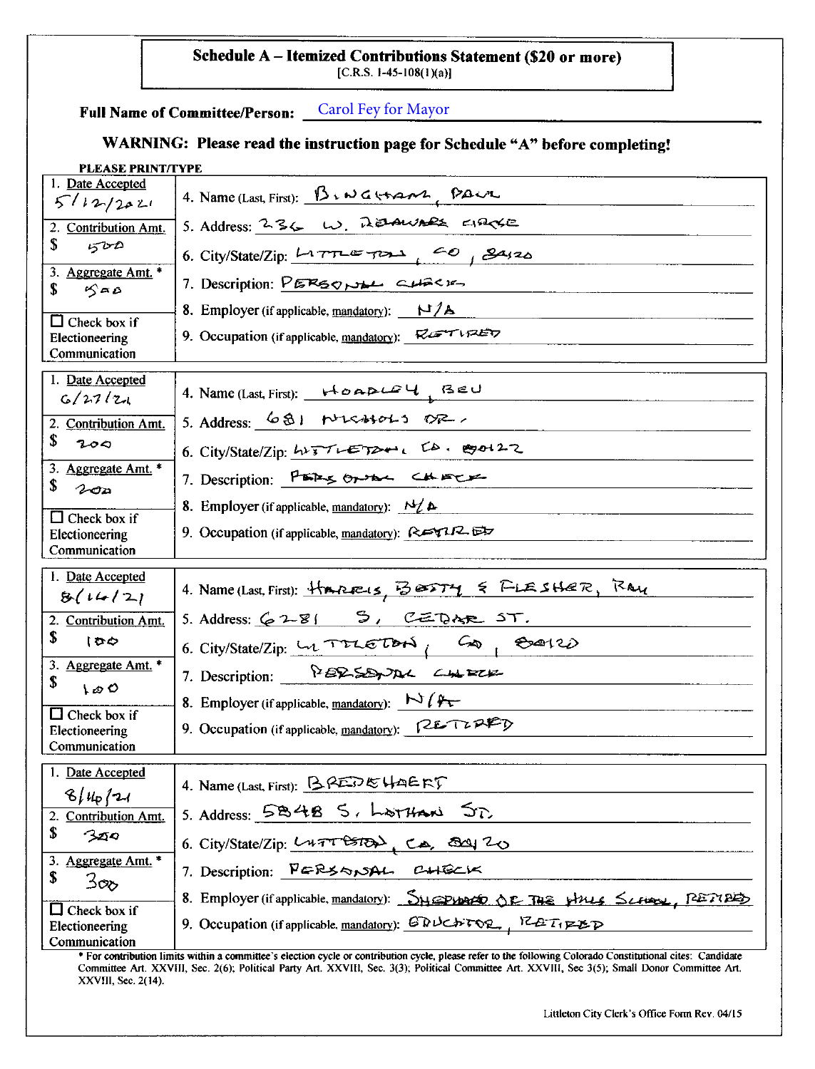# Schedule A – Itemized Contributions Statement ($20 or more)

[C.R.S. 1-45-108(1)(a)]

**Full Name of Committee/Person:** Carol Fey for Mayor

**WARNING: Please read the instruction page for Schedule "A" before completing!**

PLEASE PRINT/TYPE

| | |
|---|---|
| 1. Date Accepted: 5/12/2021 | 4. Name (Last, First): BINGHAM, PAUL |
| 2. Contribution Amt.: $ 500 | 5. Address: 236 W. DELAWARE CIRCLE |
| | 6. City/State/Zip: LITTLETON, CO, 80120 |
| 3. Aggregate Amt. *: $ 500 | 7. Description: PERSONAL CHECK |
| ☐ Check box if Electioneering Communication | 8. Employer (if applicable, mandatory): N/A |
| | 9. Occupation (if applicable, mandatory): RETIRED |

| | |
|---|---|
| 1. Date Accepted: 6/27/21 | 4. Name (Last, First): HOADLEY, BEV |
| 2. Contribution Amt.: $ 200 | 5. Address: 681 NICHOLS DR. |
| | 6. City/State/Zip: LITTLETON, CO. 80122 |
| 3. Aggregate Amt. *: $ 200 | 7. Description: PERSONAL CHECK |
| ☐ Check box if Electioneering Communication | 8. Employer (if applicable, mandatory): N/A |
| | 9. Occupation (if applicable, mandatory): RETIRED |

| | |
|---|---|
| 1. Date Accepted: 8/16/21 | 4. Name (Last, First): HARRIS, BETTY & FLESHER, RAY |
| 2. Contribution Amt.: $ 100 | 5. Address: 6281 S. CEDAR ST. |
| | 6. City/State/Zip: LITTLETON, CO, 80120 |
| 3. Aggregate Amt. *: $ 100 | 7. Description: PERSONAL CHECK |
| ☐ Check box if Electioneering Communication | 8. Employer (if applicable, mandatory): N/A |
| | 9. Occupation (if applicable, mandatory): RETIRED |

| | |
|---|---|
| 1. Date Accepted: 8/16/21 | 4. Name (Last, First): BREDEHOEFT |
| 2. Contribution Amt.: $ 300 | 5. Address: 5848 S. LOTHAN ST. |
| | 6. City/State/Zip: LITTLETON, CO, 80120 |
| 3. Aggregate Amt. *: $ 300 | 7. Description: PERSONAL CHECK |
| ☐ Check box if Electioneering Communication | 8. Employer (if applicable, mandatory): SHEPHERD OF THE HILLS SCHOOL, RETIRED |
| | 9. Occupation (if applicable, mandatory): EDUCATOR, RETIRED |

* For contribution limits within a committee's election cycle or contribution cycle, please refer to the following Colorado Constitutional cites: Candidate Committee Art. XXVIII, Sec. 2(6); Political Party Art. XXVIII, Sec. 3(3); Political Committee Art. XXVIII, Sec 3(5); Small Donor Committee Art. XXVIII, Sec. 2(14).

Littleton City Clerk's Office Form Rev. 04/15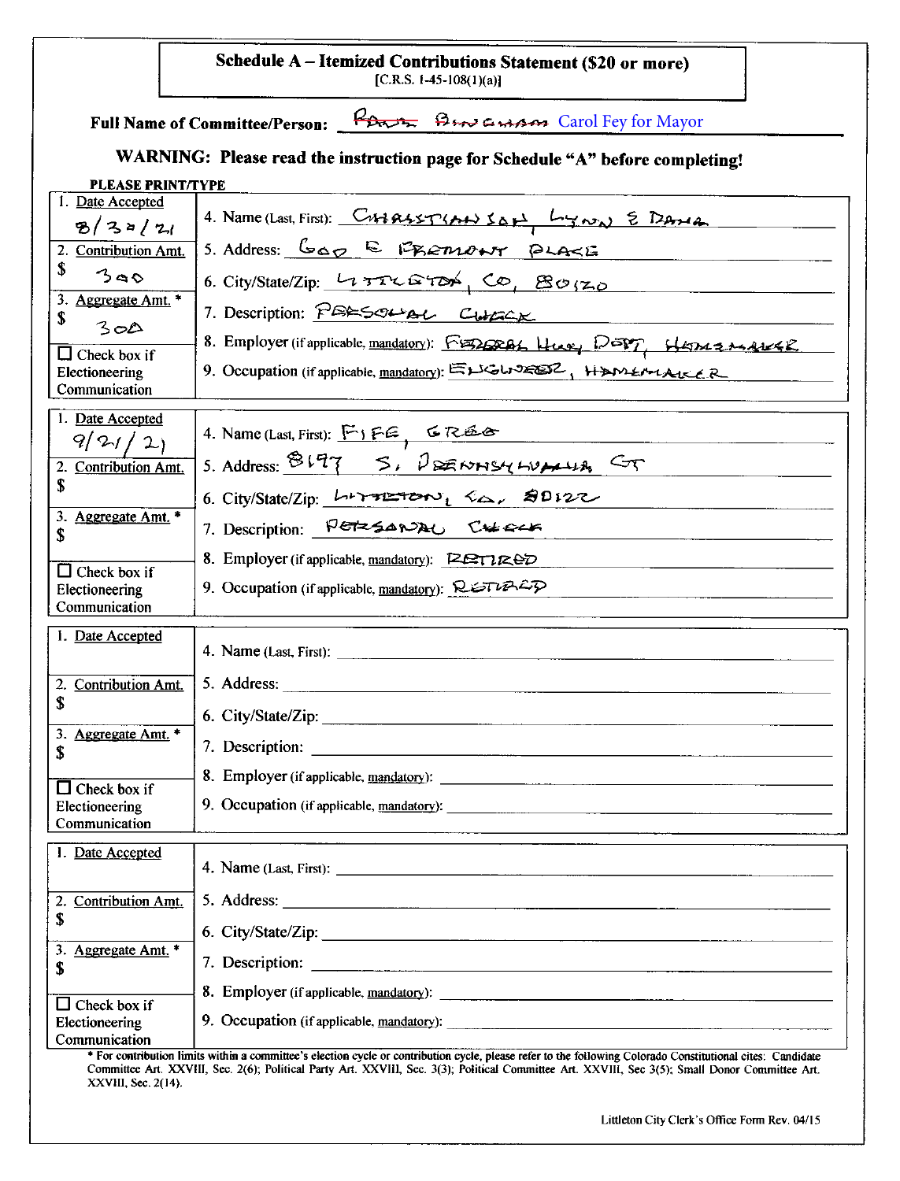# Schedule A – Itemized Contributions Statement ($20 or more)

[C.R.S. 1-45-108(1)(a)]

**Full Name of Committee/Person:** ~~Randy Bingham~~ Carol Fey for Mayor

**WARNING: Please read the instruction page for Schedule "A" before completing!**

**PLEASE PRINT/TYPE**

| | |
|---|---|
| 1. Date Accepted: 8/30/21 | 4. Name (Last, First): CHRISTIANSON, LYNN & DANA |
| 2. Contribution Amt. $ 300 | 5. Address: 600 E FREMONT PLACE |
| | 6. City/State/Zip: LITTLETON, CO, 80120 |
| 3. Aggregate Amt. * $ 300 | 7. Description: PERSONAL CHECK |
| ☐ Check box if Electioneering Communication | 8. Employer (if applicable, mandatory): FEDERAL Hwy DEPT, HOMEMAKER |
| | 9. Occupation (if applicable, mandatory): ENGINEER, HOMEMAKER |

| | |
|---|---|
| 1. Date Accepted: 9/21/21 | 4. Name (Last, First): FIFE, GREG |
| 2. Contribution Amt. $ | 5. Address: 8197 S. PENNSYLVANIA CT |
| | 6. City/State/Zip: LITTLETON, CO, 80122 |
| 3. Aggregate Amt. * $ | 7. Description: PERSONAL CHECK |
| ☐ Check box if Electioneering Communication | 8. Employer (if applicable, mandatory): RETIRED |
| | 9. Occupation (if applicable, mandatory): RETIRED |

| | |
|---|---|
| 1. Date Accepted | 4. Name (Last, First): |
| 2. Contribution Amt. $ | 5. Address: |
| | 6. City/State/Zip: |
| 3. Aggregate Amt. * $ | 7. Description: |
| ☐ Check box if Electioneering Communication | 8. Employer (if applicable, mandatory): |
| | 9. Occupation (if applicable, mandatory): |

| | |
|---|---|
| 1. Date Accepted | 4. Name (Last, First): |
| 2. Contribution Amt. $ | 5. Address: |
| | 6. City/State/Zip: |
| 3. Aggregate Amt. * $ | 7. Description: |
| ☐ Check box if Electioneering Communication | 8. Employer (if applicable, mandatory): |
| | 9. Occupation (if applicable, mandatory): |

* For contribution limits within a committee's election cycle or contribution cycle, please refer to the following Colorado Constitutional cites: Candidate Committee Art. XXVIII, Sec. 2(6); Political Party Art. XXVIII, Sec. 3(3); Political Committee Art. XXVIII, Sec 3(5); Small Donor Committee Art. XXVIII, Sec. 2(14).

Littleton City Clerk's Office Form Rev. 04/15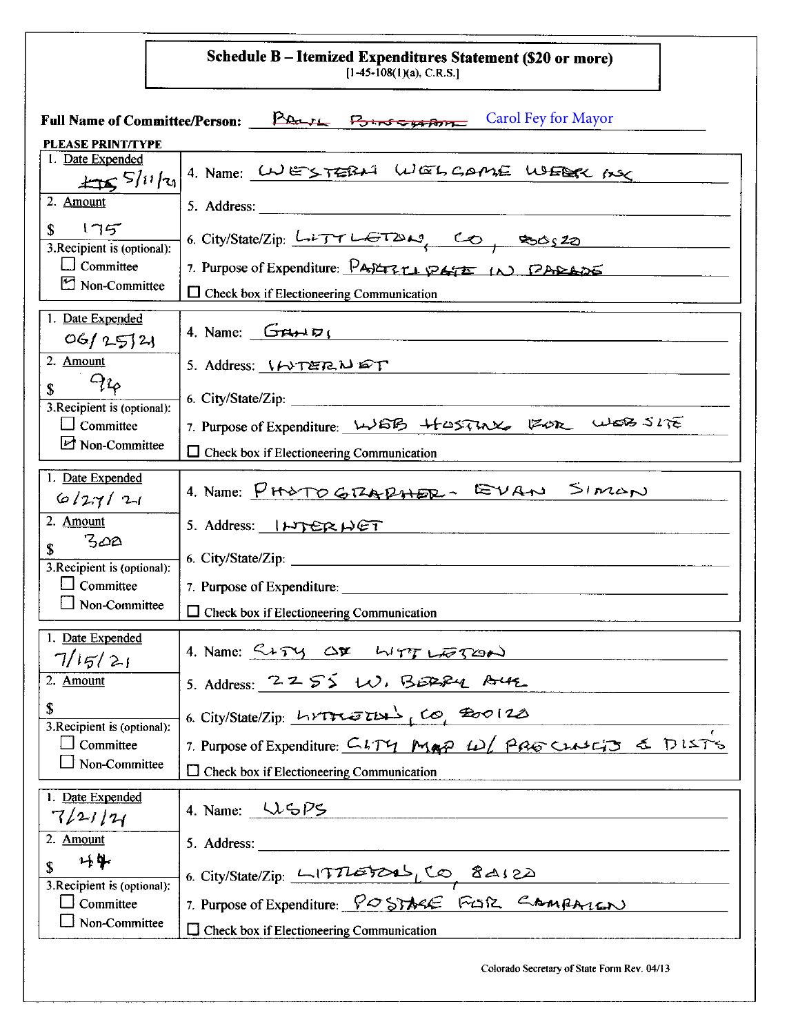# Schedule B – Itemized Expenditures Statement ($20 or more)

[1-45-108(1)(a), C.R.S.]

**Full Name of Committee/Person:** ~~PAUL BINGHAM~~ Carol Fey for Mayor

**PLEASE PRINT/TYPE**

| | |
|---|---|
| 1. Date Expended: ~~4/15~~ 5/11/21 | 4. Name: WESTERN WELCOME WEEK INC |
| 2. Amount: $ 175 | 5. Address: |
| 3. Recipient is (optional): ☐ Committee ☑ Non-Committee | 6. City/State/Zip: LITTLETON, CO, 80120 |
| | 7. Purpose of Expenditure: PARTICIPATE IN PARADE |
| | ☐ Check box if Electioneering Communication |

| | |
|---|---|
| 1. Date Expended: 06/25/21 | 4. Name: GANDI |
| 2. Amount: $ 94 | 5. Address: INTERNET |
| 3. Recipient is (optional): ☐ Committee ☑ Non-Committee | 6. City/State/Zip: |
| | 7. Purpose of Expenditure: WEB HOSTING FOR WEB SITE |
| | ☐ Check box if Electioneering Communication |

| | |
|---|---|
| 1. Date Expended: 6/27/21 | 4. Name: PHOTOGRAPHER - EVAN SIMON |
| 2. Amount: $ 300 | 5. Address: INTERNET |
| 3. Recipient is (optional): ☐ Committee ☐ Non-Committee | 6. City/State/Zip: |
| | 7. Purpose of Expenditure: |
| | ☐ Check box if Electioneering Communication |

| | |
|---|---|
| 1. Date Expended: 7/15/21 | 4. Name: CITY OF LITTLETON |
| 2. Amount: $ | 5. Address: 2255 W. BERRY AVE |
| 3. Recipient is (optional): ☐ Committee ☐ Non-Committee | 6. City/State/Zip: LITTLETON, CO, 80120 |
| | 7. Purpose of Expenditure: CITY MAP W/ PRECINCTS & DISTS |
| | ☐ Check box if Electioneering Communication |

| | |
|---|---|
| 1. Date Expended: 7/21/21 | 4. Name: USPS |
| 2. Amount: $ 44 | 5. Address: |
| 3. Recipient is (optional): ☐ Committee ☐ Non-Committee | 6. City/State/Zip: LITTLETON, CO 80120 |
| | 7. Purpose of Expenditure: POSTAGE FOR CAMPAIGN |
| | ☐ Check box if Electioneering Communication |

Colorado Secretary of State Form Rev. 04/13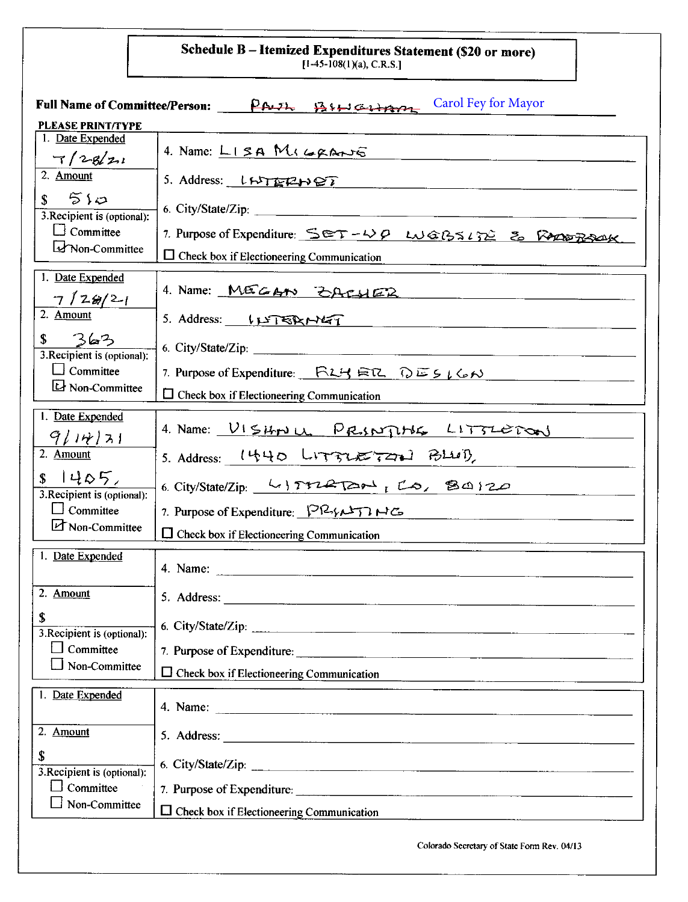# Schedule B – Itemized Expenditures Statement ($20 or more)

[1-45-108(1)(a), C.R.S.]

**Full Name of Committee/Person:** ~~PAUL BINGHAM~~ Carol Fey for Mayor

**PLEASE PRINT/TYPE**

| | |
|---|---|
| 1. Date Expended: 7/28/21<br>2. Amount: $ 510<br>3. Recipient is (optional): ☐ Committee ☑ Non-Committee | 4. Name: LISA MCGRANE<br>5. Address: INTERNET<br>6. City/State/Zip:<br>7. Purpose of Expenditure: SET-UP WEBSITE & FACEBOOK<br>☐ Check box if Electioneering Communication |
| 1. Date Expended: 7/28/21<br>2. Amount: $ 363<br>3. Recipient is (optional): ☐ Committee ☑ Non-Committee | 4. Name: MEGAN ZACHER<br>5. Address: INTERNET<br>6. City/State/Zip:<br>7. Purpose of Expenditure: FLYER DESIGN<br>☐ Check box if Electioneering Communication |
| 1. Date Expended: 9/14/21<br>2. Amount: $ 1405.<br>3. Recipient is (optional): ☐ Committee ☑ Non-Committee | 4. Name: VISHNU PRINTING LITTLETON<br>5. Address: 1440 LITTLETON BLVD,<br>6. City/State/Zip: LITTLETON, CO, 80120<br>7. Purpose of Expenditure: PRINTING<br>☐ Check box if Electioneering Communication |
| 1. Date Expended:<br>2. Amount: $<br>3. Recipient is (optional): ☐ Committee ☐ Non-Committee | 4. Name:<br>5. Address:<br>6. City/State/Zip:<br>7. Purpose of Expenditure:<br>☐ Check box if Electioneering Communication |
| 1. Date Expended:<br>2. Amount: $<br>3. Recipient is (optional): ☐ Committee ☐ Non-Committee | 4. Name:<br>5. Address:<br>6. City/State/Zip:<br>7. Purpose of Expenditure:<br>☐ Check box if Electioneering Communication |

Colorado Secretary of State Form Rev. 04/13